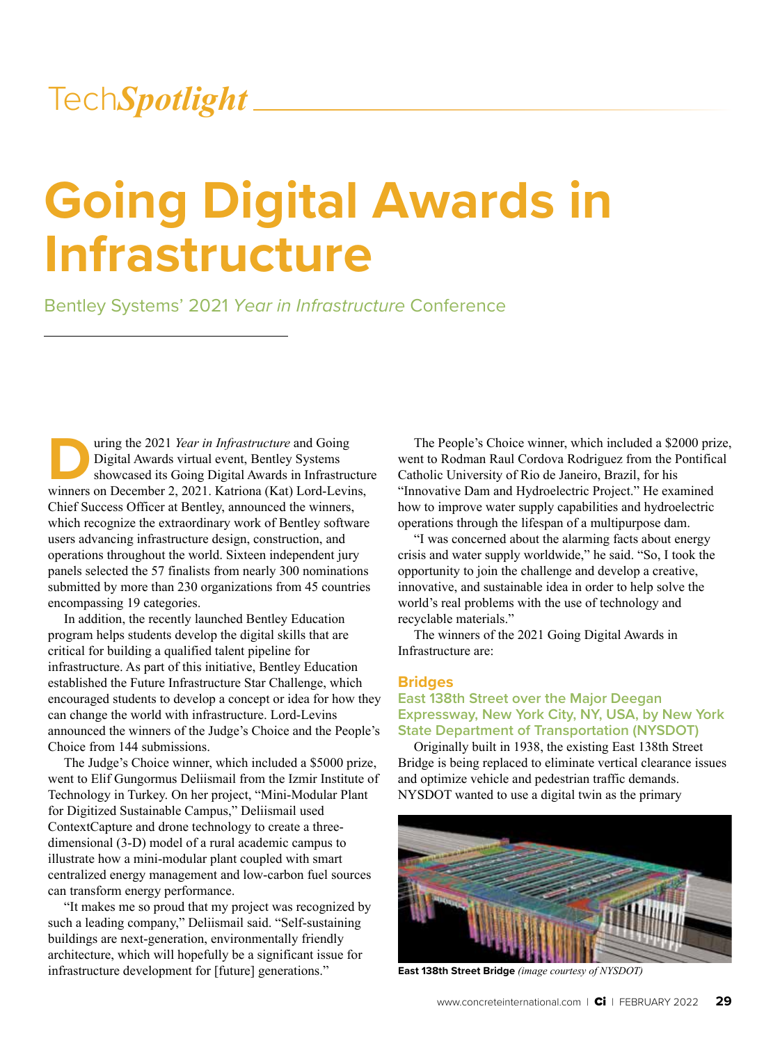TechSpotlight

# Going Digital Awards in Infrastructure

## Bentley Systems' 2021 *Year in Infrastructure* Conference

During the 2021 *Year in Infrastructure* and Going Digital Awards virtual event, Bentley Systems showcased its Going Digital Awards in Infrastructure winners on December 2, 2021. Katriona (Kat) Lord-Levins, Chief Success Officer at Bentley, announced the winners, which recognize the extraordinary work of Bentley software users advancing infrastructure design, construction, and operations throughout the world. Sixteen independent jury panels selected the 57 finalists from nearly 300 nominations submitted by more than 230 organizations from 45 countries encompassing 19 categories.

In addition, the recently launched Bentley Education program helps students develop the digital skills that are critical for building a qualified talent pipeline for infrastructure. As part of this initiative, Bentley Education established the Future Infrastructure Star Challenge, which encouraged students to develop a concept or idea for how they can change the world with infrastructure. Lord-Levins announced the winners of the Judge's Choice and the People's Choice from 144 submissions.

The Judge's Choice winner, which included a $5000 prize, went to Elif Gungormus Deliismail from the Izmir Institute of Technology in Turkey. On her project, "Mini-Modular Plant for Digitized Sustainable Campus," Deliismail used ContextCapture and drone technology to create a three-dimensional (3-D) model of a rural academic campus to illustrate how a mini-modular plant coupled with smart centralized energy management and low-carbon fuel sources can transform energy performance.

"It makes me so proud that my project was recognized by such a leading company," Deliismail said. "Self-sustaining buildings are next-generation, environmentally friendly architecture, which will hopefully be a significant issue for infrastructure development for [future] generations."

The People's Choice winner, which included a $2000 prize, went to Rodman Raul Cordova Rodriguez from the Pontifical Catholic University of Rio de Janeiro, Brazil, for his "Innovative Dam and Hydroelectric Project." He examined how to improve water supply capabilities and hydroelectric operations through the lifespan of a multipurpose dam.

"I was concerned about the alarming facts about energy crisis and water supply worldwide," he said. "So, I took the opportunity to join the challenge and develop a creative, innovative, and sustainable idea in order to help solve the world's real problems with the use of technology and recyclable materials."

The winners of the 2021 Going Digital Awards in Infrastructure are:

### Bridges

#### East 138th Street over the Major Deegan Expressway, New York City, NY, USA, by New York State Department of Transportation (NYSDOT)

Originally built in 1938, the existing East 138th Street Bridge is being replaced to eliminate vertical clearance issues and optimize vehicle and pedestrian traffic demands. NYSDOT wanted to use a digital twin as the primary

**East 138th Street Bridge** *(image courtesy of NYSDOT)*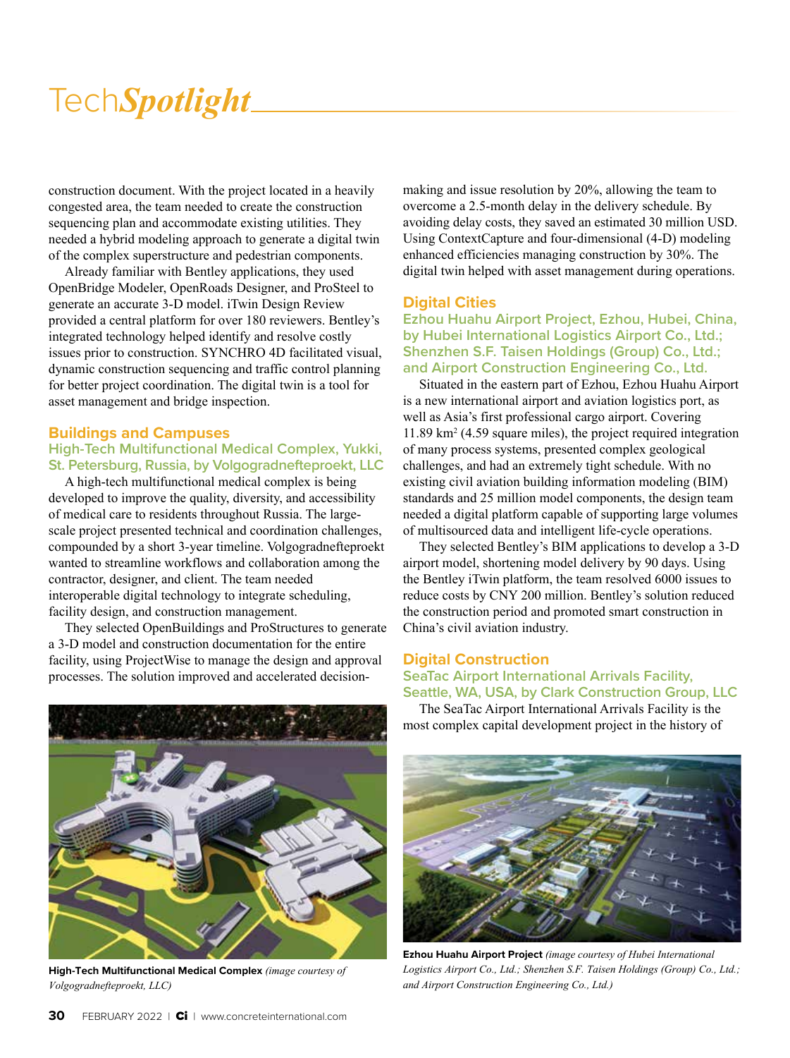construction document. With the project located in a heavily congested area, the team needed to create the construction sequencing plan and accommodate existing utilities. They needed a hybrid modeling approach to generate a digital twin of the complex superstructure and pedestrian components.

Already familiar with Bentley applications, they used OpenBridge Modeler, OpenRoads Designer, and ProSteel to generate an accurate 3-D model. iTwin Design Review provided a central platform for over 180 reviewers. Bentley's integrated technology helped identify and resolve costly issues prior to construction. SYNCHRO 4D facilitated visual, dynamic construction sequencing and traffic control planning for better project coordination. The digital twin is a tool for asset management and bridge inspection.

## Buildings and Campuses

### High-Tech Multifunctional Medical Complex, Yukki, St. Petersburg, Russia, by Volgogradnefteproekt, LLC

A high-tech multifunctional medical complex is being developed to improve the quality, diversity, and accessibility of medical care to residents throughout Russia. The large-scale project presented technical and coordination challenges, compounded by a short 3-year timeline. Volgogradnefteproekt wanted to streamline workflows and collaboration among the contractor, designer, and client. The team needed interoperable digital technology to integrate scheduling, facility design, and construction management.

They selected OpenBuildings and ProStructures to generate a 3-D model and construction documentation for the entire facility, using ProjectWise to manage the design and approval processes. The solution improved and accelerated decision-making and issue resolution by 20%, allowing the team to overcome a 2.5-month delay in the delivery schedule. By avoiding delay costs, they saved an estimated 30 million USD. Using ContextCapture and four-dimensional (4-D) modeling enhanced efficiencies managing construction by 30%. The digital twin helped with asset management during operations.

**High-Tech Multifunctional Medical Complex** *(image courtesy of Volgogradnefteproekt, LLC)*

## Digital Cities

### Ezhou Huahu Airport Project, Ezhou, Hubei, China, by Hubei International Logistics Airport Co., Ltd.; Shenzhen S.F. Taisen Holdings (Group) Co., Ltd.; and Airport Construction Engineering Co., Ltd.

Situated in the eastern part of Ezhou, Ezhou Huahu Airport is a new international airport and aviation logistics port, as well as Asia's first professional cargo airport. Covering 11.89 $km^2$ (4.59 square miles), the project required integration of many process systems, presented complex geological challenges, and had an extremely tight schedule. With no existing civil aviation building information modeling (BIM) standards and 25 million model components, the design team needed a digital platform capable of supporting large volumes of multisourced data and intelligent life-cycle operations.

They selected Bentley's BIM applications to develop a 3-D airport model, shortening model delivery by 90 days. Using the Bentley iTwin platform, the team resolved 6000 issues to reduce costs by CNY 200 million. Bentley's solution reduced the construction period and promoted smart construction in China's civil aviation industry.

## Digital Construction

### SeaTac Airport International Arrivals Facility, Seattle, WA, USA, by Clark Construction Group, LLC

The SeaTac Airport International Arrivals Facility is the most complex capital development project in the history of

**Ezhou Huahu Airport Project** *(image courtesy of Hubei International Logistics Airport Co., Ltd.; Shenzhen S.F. Taisen Holdings (Group) Co., Ltd.; and Airport Construction Engineering Co., Ltd.)*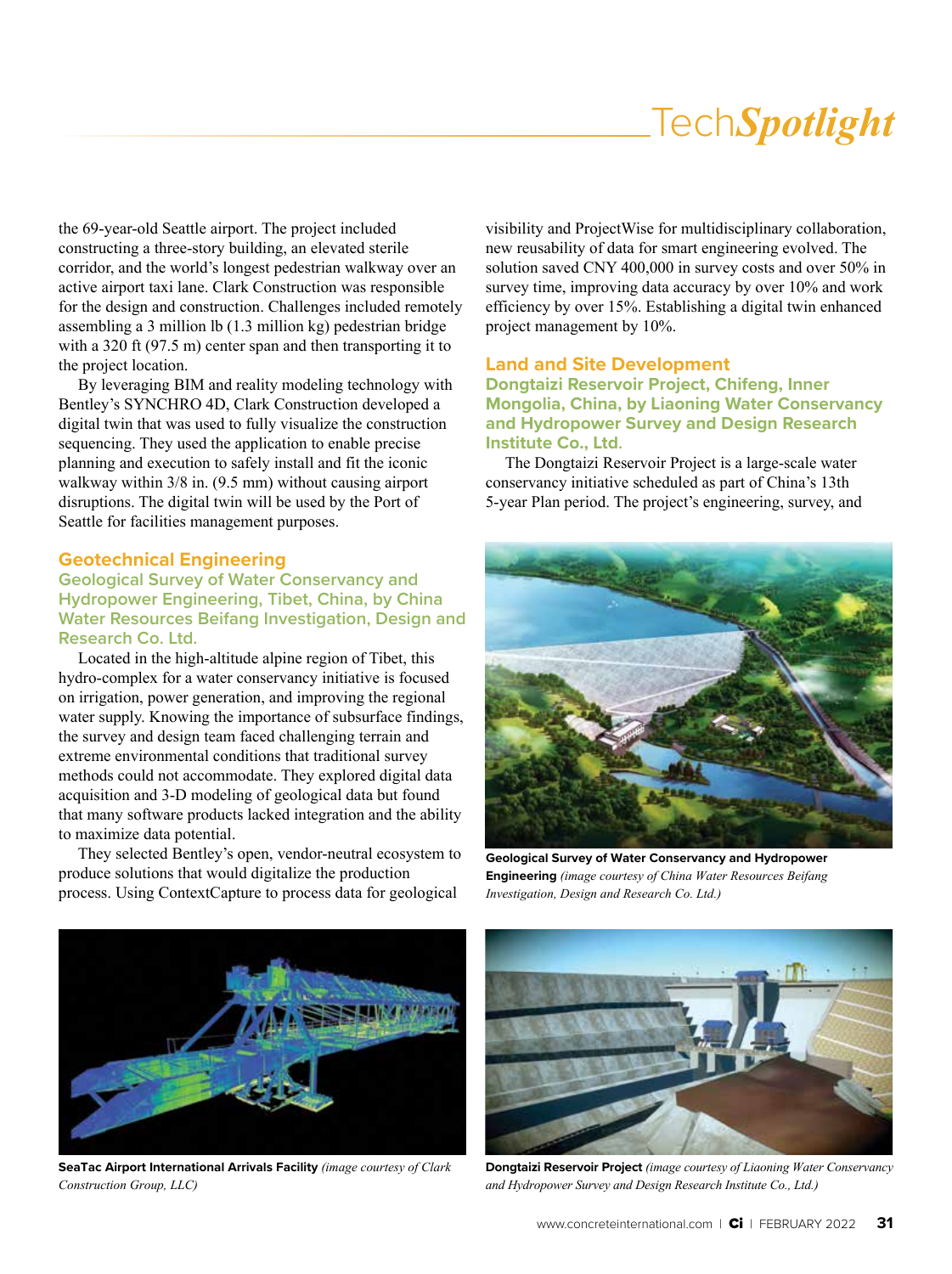the 69-year-old Seattle airport. The project included constructing a three-story building, an elevated sterile corridor, and the world's longest pedestrian walkway over an active airport taxi lane. Clark Construction was responsible for the design and construction. Challenges included remotely assembling a 3 million lb (1.3 million kg) pedestrian bridge with a 320 ft (97.5 m) center span and then transporting it to the project location.

By leveraging BIM and reality modeling technology with Bentley's SYNCHRO 4D, Clark Construction developed a digital twin that was used to fully visualize the construction sequencing. They used the application to enable precise planning and execution to safely install and fit the iconic walkway within 3/8 in. (9.5 mm) without causing airport disruptions. The digital twin will be used by the Port of Seattle for facilities management purposes.

### Geotechnical Engineering

#### Geological Survey of Water Conservancy and Hydropower Engineering, Tibet, China, by China Water Resources Beifang Investigation, Design and Research Co. Ltd.

Located in the high-altitude alpine region of Tibet, this hydro-complex for a water conservancy initiative is focused on irrigation, power generation, and improving the regional water supply. Knowing the importance of subsurface findings, the survey and design team faced challenging terrain and extreme environmental conditions that traditional survey methods could not accommodate. They explored digital data acquisition and 3-D modeling of geological data but found that many software products lacked integration and the ability to maximize data potential.

They selected Bentley's open, vendor-neutral ecosystem to produce solutions that would digitalize the production process. Using ContextCapture to process data for geological visibility and ProjectWise for multidisciplinary collaboration, new reusability of data for smart engineering evolved. The solution saved CNY 400,000 in survey costs and over 50% in survey time, improving data accuracy by over 10% and work efficiency by over 15%. Establishing a digital twin enhanced project management by 10%.

### Land and Site Development

#### Dongtaizi Reservoir Project, Chifeng, Inner Mongolia, China, by Liaoning Water Conservancy and Hydropower Survey and Design Research Institute Co., Ltd.

The Dongtaizi Reservoir Project is a large-scale water conservancy initiative scheduled as part of China's 13th 5-year Plan period. The project's engineering, survey, and

**Geological Survey of Water Conservancy and Hydropower Engineering** *(image courtesy of China Water Resources Beifang Investigation, Design and Research Co. Ltd.)*

**SeaTac Airport International Arrivals Facility** *(image courtesy of Clark Construction Group, LLC)*

**Dongtaizi Reservoir Project** *(image courtesy of Liaoning Water Conservancy and Hydropower Survey and Design Research Institute Co., Ltd.)*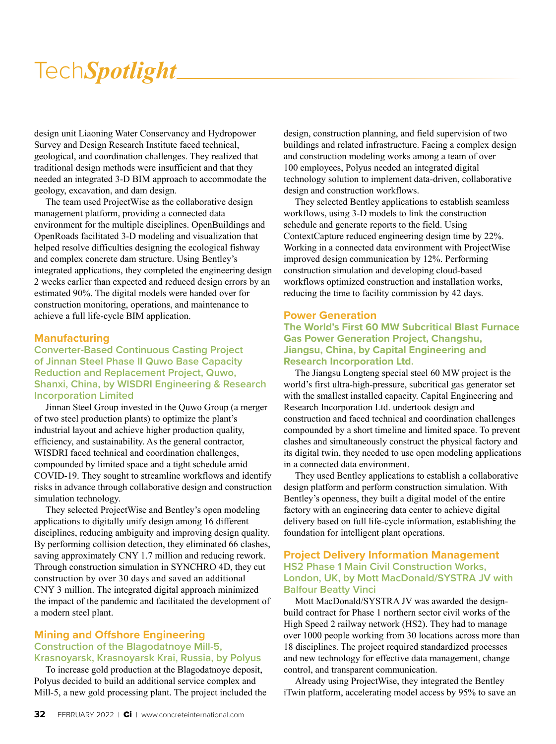design unit Liaoning Water Conservancy and Hydropower Survey and Design Research Institute faced technical, geological, and coordination challenges. They realized that traditional design methods were insufficient and that they needed an integrated 3-D BIM approach to accommodate the geology, excavation, and dam design.

The team used ProjectWise as the collaborative design management platform, providing a connected data environment for the multiple disciplines. OpenBuildings and OpenRoads facilitated 3-D modeling and visualization that helped resolve difficulties designing the ecological fishway and complex concrete dam structure. Using Bentley's integrated applications, they completed the engineering design 2 weeks earlier than expected and reduced design errors by an estimated 90%. The digital models were handed over for construction monitoring, operations, and maintenance to achieve a full life-cycle BIM application.

## Manufacturing

### Converter-Based Continuous Casting Project of Jinnan Steel Phase II Quwo Base Capacity Reduction and Replacement Project, Quwo, Shanxi, China, by WISDRI Engineering & Research Incorporation Limited

Jinnan Steel Group invested in the Quwo Group (a merger of two steel production plants) to optimize the plant's industrial layout and achieve higher production quality, efficiency, and sustainability. As the general contractor, WISDRI faced technical and coordination challenges, compounded by limited space and a tight schedule amid COVID-19. They sought to streamline workflows and identify risks in advance through collaborative design and construction simulation technology.

They selected ProjectWise and Bentley's open modeling applications to digitally unify design among 16 different disciplines, reducing ambiguity and improving design quality. By performing collision detection, they eliminated 66 clashes, saving approximately CNY 1.7 million and reducing rework. Through construction simulation in SYNCHRO 4D, they cut construction by over 30 days and saved an additional CNY 3 million. The integrated digital approach minimized the impact of the pandemic and facilitated the development of a modern steel plant.

## Mining and Offshore Engineering

### Construction of the Blagodatnoye Mill-5, Krasnoyarsk, Krasnoyarsk Krai, Russia, by Polyus

To increase gold production at the Blagodatnoye deposit, Polyus decided to build an additional service complex and Mill-5, a new gold processing plant. The project included the design, construction planning, and field supervision of two buildings and related infrastructure. Facing a complex design and construction modeling works among a team of over 100 employees, Polyus needed an integrated digital technology solution to implement data-driven, collaborative design and construction workflows.

They selected Bentley applications to establish seamless workflows, using 3-D models to link the construction schedule and generate reports to the field. Using ContextCapture reduced engineering design time by 22%. Working in a connected data environment with ProjectWise improved design communication by 12%. Performing construction simulation and developing cloud-based workflows optimized construction and installation works, reducing the time to facility commission by 42 days.

## Power Generation

### The World's First 60 MW Subcritical Blast Furnace Gas Power Generation Project, Changshu, Jiangsu, China, by Capital Engineering and Research Incorporation Ltd.

The Jiangsu Longteng special steel 60 MW project is the world's first ultra-high-pressure, subcritical gas generator set with the smallest installed capacity. Capital Engineering and Research Incorporation Ltd. undertook design and construction and faced technical and coordination challenges compounded by a short timeline and limited space. To prevent clashes and simultaneously construct the physical factory and its digital twin, they needed to use open modeling applications in a connected data environment.

They used Bentley applications to establish a collaborative design platform and perform construction simulation. With Bentley's openness, they built a digital model of the entire factory with an engineering data center to achieve digital delivery based on full life-cycle information, establishing the foundation for intelligent plant operations.

## Project Delivery Information Management

### HS2 Phase 1 Main Civil Construction Works, London, UK, by Mott MacDonald/SYSTRA JV with Balfour Beatty Vinci

Mott MacDonald/SYSTRA JV was awarded the design-build contract for Phase 1 northern sector civil works of the High Speed 2 railway network (HS2). They had to manage over 1000 people working from 30 locations across more than 18 disciplines. The project required standardized processes and new technology for effective data management, change control, and transparent communication.

Already using ProjectWise, they integrated the Bentley iTwin platform, accelerating model access by 95% to save an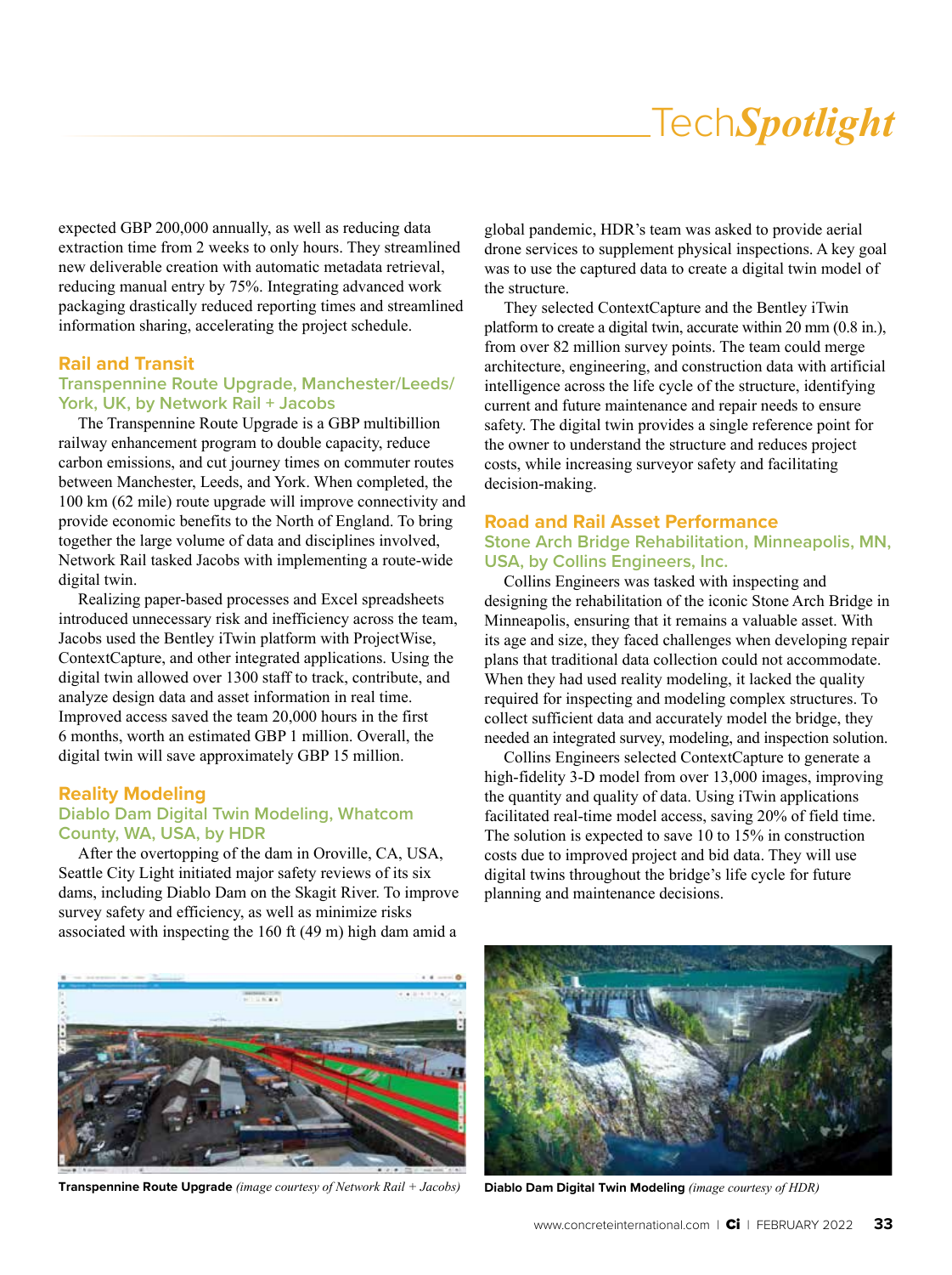expected GBP 200,000 annually, as well as reducing data extraction time from 2 weeks to only hours. They streamlined new deliverable creation with automatic metadata retrieval, reducing manual entry by 75%. Integrating advanced work packaging drastically reduced reporting times and streamlined information sharing, accelerating the project schedule.

## Rail and Transit

### Transpennine Route Upgrade, Manchester/Leeds/York, UK, by Network Rail + Jacobs

The Transpennine Route Upgrade is a GBP multibillion railway enhancement program to double capacity, reduce carbon emissions, and cut journey times on commuter routes between Manchester, Leeds, and York. When completed, the 100 km (62 mile) route upgrade will improve connectivity and provide economic benefits to the North of England. To bring together the large volume of data and disciplines involved, Network Rail tasked Jacobs with implementing a route-wide digital twin.

Realizing paper-based processes and Excel spreadsheets introduced unnecessary risk and inefficiency across the team, Jacobs used the Bentley iTwin platform with ProjectWise, ContextCapture, and other integrated applications. Using the digital twin allowed over 1300 staff to track, contribute, and analyze design data and asset information in real time. Improved access saved the team 20,000 hours in the first 6 months, worth an estimated GBP 1 million. Overall, the digital twin will save approximately GBP 15 million.

## Reality Modeling

### Diablo Dam Digital Twin Modeling, Whatcom County, WA, USA, by HDR

After the overtopping of the dam in Oroville, CA, USA, Seattle City Light initiated major safety reviews of its six dams, including Diablo Dam on the Skagit River. To improve survey safety and efficiency, as well as minimize risks associated with inspecting the 160 ft (49 m) high dam amid a global pandemic, HDR's team was asked to provide aerial drone services to supplement physical inspections. A key goal was to use the captured data to create a digital twin model of the structure.

They selected ContextCapture and the Bentley iTwin platform to create a digital twin, accurate within 20 mm (0.8 in.), from over 82 million survey points. The team could merge architecture, engineering, and construction data with artificial intelligence across the life cycle of the structure, identifying current and future maintenance and repair needs to ensure safety. The digital twin provides a single reference point for the owner to understand the structure and reduces project costs, while increasing surveyor safety and facilitating decision-making.

## Road and Rail Asset Performance

### Stone Arch Bridge Rehabilitation, Minneapolis, MN, USA, by Collins Engineers, Inc.

Collins Engineers was tasked with inspecting and designing the rehabilitation of the iconic Stone Arch Bridge in Minneapolis, ensuring that it remains a valuable asset. With its age and size, they faced challenges when developing repair plans that traditional data collection could not accommodate. When they had used reality modeling, it lacked the quality required for inspecting and modeling complex structures. To collect sufficient data and accurately model the bridge, they needed an integrated survey, modeling, and inspection solution.

Collins Engineers selected ContextCapture to generate a high-fidelity 3-D model from over 13,000 images, improving the quantity and quality of data. Using iTwin applications facilitated real-time model access, saving 20% of field time. The solution is expected to save 10 to 15% in construction costs due to improved project and bid data. They will use digital twins throughout the bridge's life cycle for future planning and maintenance decisions.

**Transpennine Route Upgrade** *(image courtesy of Network Rail + Jacobs)*

**Diablo Dam Digital Twin Modeling** *(image courtesy of HDR)*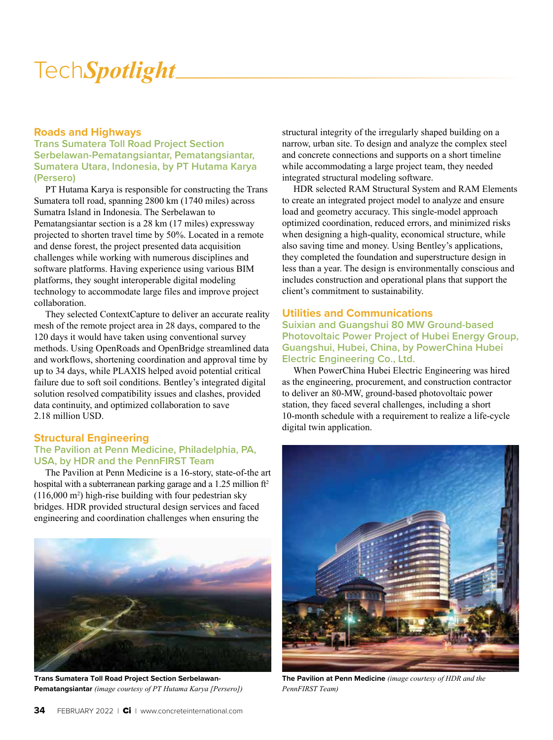# Tech*Spotlight*

## Roads and Highways

### Trans Sumatera Toll Road Project Section Serbelawan-Pematangsiantar, Pematangsiantar, Sumatera Utara, Indonesia, by PT Hutama Karya (Persero)

PT Hutama Karya is responsible for constructing the Trans Sumatera toll road, spanning 2800 km (1740 miles) across Sumatra Island in Indonesia. The Serbelawan to Pematangsiantar section is a 28 km (17 miles) expressway projected to shorten travel time by 50%. Located in a remote and dense forest, the project presented data acquisition challenges while working with numerous disciplines and software platforms. Having experience using various BIM platforms, they sought interoperable digital modeling technology to accommodate large files and improve project collaboration.

They selected ContextCapture to deliver an accurate reality mesh of the remote project area in 28 days, compared to the 120 days it would have taken using conventional survey methods. Using OpenRoads and OpenBridge streamlined data and workflows, shortening coordination and approval time by up to 34 days, while PLAXIS helped avoid potential critical failure due to soft soil conditions. Bentley's integrated digital solution resolved compatibility issues and clashes, provided data continuity, and optimized collaboration to save 2.18 million USD.

## Structural Engineering

### The Pavilion at Penn Medicine, Philadelphia, PA, USA, by HDR and the PennFIRST Team

The Pavilion at Penn Medicine is a 16-story, state-of-the art hospital with a subterranean parking garage and a 1.25 million ft$^2$ (116,000 m$^2$) high-rise building with four pedestrian sky bridges. HDR provided structural design services and faced engineering and coordination challenges when ensuring the structural integrity of the irregularly shaped building on a narrow, urban site. To design and analyze the complex steel and concrete connections and supports on a short timeline while accommodating a large project team, they needed integrated structural modeling software.

HDR selected RAM Structural System and RAM Elements to create an integrated project model to analyze and ensure load and geometry accuracy. This single-model approach optimized coordination, reduced errors, and minimized risks when designing a high-quality, economical structure, while also saving time and money. Using Bentley's applications, they completed the foundation and superstructure design in less than a year. The design is environmentally conscious and includes construction and operational plans that support the client's commitment to sustainability.

**Trans Sumatera Toll Road Project Section Serbelawan-Pematangsiantar** *(image courtesy of PT Hutama Karya [Persero])*

## Utilities and Communications

### Suixian and Guangshui 80 MW Ground-based Photovoltaic Power Project of Hubei Energy Group, Guangshui, Hubei, China, by PowerChina Hubei Electric Engineering Co., Ltd.

When PowerChina Hubei Electric Engineering was hired as the engineering, procurement, and construction contractor to deliver an 80-MW, ground-based photovoltaic power station, they faced several challenges, including a short 10-month schedule with a requirement to realize a life-cycle digital twin application.

**The Pavilion at Penn Medicine** *(image courtesy of HDR and the PennFIRST Team)*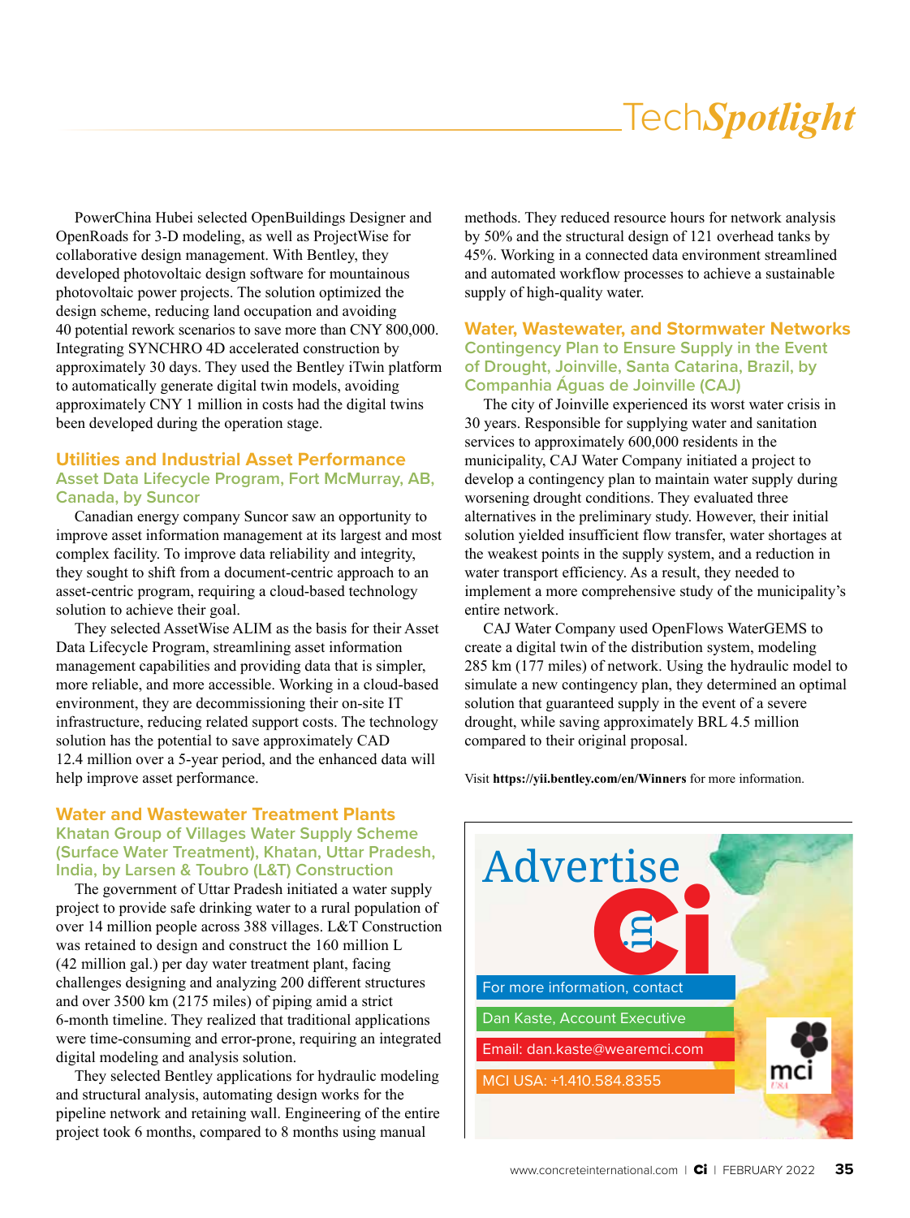PowerChina Hubei selected OpenBuildings Designer and OpenRoads for 3-D modeling, as well as ProjectWise for collaborative design management. With Bentley, they developed photovoltaic design software for mountainous photovoltaic power projects. The solution optimized the design scheme, reducing land occupation and avoiding 40 potential rework scenarios to save more than CNY 800,000. Integrating SYNCHRO 4D accelerated construction by approximately 30 days. They used the Bentley iTwin platform to automatically generate digital twin models, avoiding approximately CNY 1 million in costs had the digital twins been developed during the operation stage.

## Utilities and Industrial Asset Performance

### Asset Data Lifecycle Program, Fort McMurray, AB, Canada, by Suncor

Canadian energy company Suncor saw an opportunity to improve asset information management at its largest and most complex facility. To improve data reliability and integrity, they sought to shift from a document-centric approach to an asset-centric program, requiring a cloud-based technology solution to achieve their goal.

They selected AssetWise ALIM as the basis for their Asset Data Lifecycle Program, streamlining asset information management capabilities and providing data that is simpler, more reliable, and more accessible. Working in a cloud-based environment, they are decommissioning their on-site IT infrastructure, reducing related support costs. The technology solution has the potential to save approximately CAD 12.4 million over a 5-year period, and the enhanced data will help improve asset performance.

## Water and Wastewater Treatment Plants

### Khatan Group of Villages Water Supply Scheme (Surface Water Treatment), Khatan, Uttar Pradesh, India, by Larsen & Toubro (L&T) Construction

The government of Uttar Pradesh initiated a water supply project to provide safe drinking water to a rural population of over 14 million people across 388 villages. L&T Construction was retained to design and construct the 160 million L (42 million gal.) per day water treatment plant, facing challenges designing and analyzing 200 different structures and over 3500 km (2175 miles) of piping amid a strict 6-month timeline. They realized that traditional applications were time-consuming and error-prone, requiring an integrated digital modeling and analysis solution.

They selected Bentley applications for hydraulic modeling and structural analysis, automating design works for the pipeline network and retaining wall. Engineering of the entire project took 6 months, compared to 8 months using manual methods. They reduced resource hours for network analysis by 50% and the structural design of 121 overhead tanks by 45%. Working in a connected data environment streamlined and automated workflow processes to achieve a sustainable supply of high-quality water.

## Water, Wastewater, and Stormwater Networks

### Contingency Plan to Ensure Supply in the Event of Drought, Joinville, Santa Catarina, Brazil, by Companhia Águas de Joinville (CAJ)

The city of Joinville experienced its worst water crisis in 30 years. Responsible for supplying water and sanitation services to approximately 600,000 residents in the municipality, CAJ Water Company initiated a project to develop a contingency plan to maintain water supply during worsening drought conditions. They evaluated three alternatives in the preliminary study. However, their initial solution yielded insufficient flow transfer, water shortages at the weakest points in the supply system, and a reduction in water transport efficiency. As a result, they needed to implement a more comprehensive study of the municipality's entire network.

CAJ Water Company used OpenFlows WaterGEMS to create a digital twin of the distribution system, modeling 285 km (177 miles) of network. Using the hydraulic model to simulate a new contingency plan, they determined an optimal solution that guaranteed supply in the event of a severe drought, while saving approximately BRL 4.5 million compared to their original proposal.

Visit **https://yii.bentley.com/en/Winners** for more information.

Advertise in Ci

For more information, contact

Dan Kaste, Account Executive

Email: dan.kaste@wearemci.com

MCI USA: +1.410.584.8355